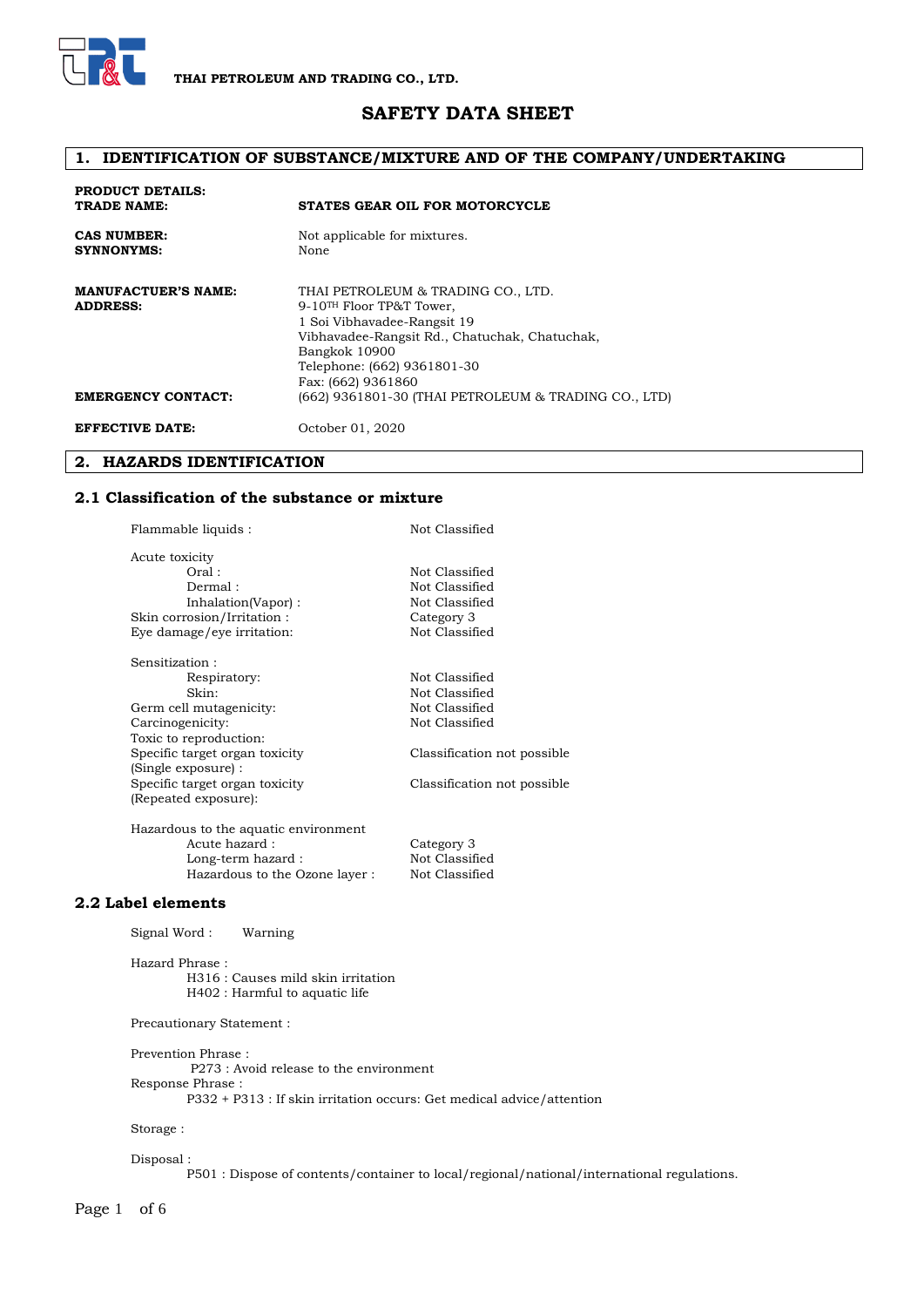THAI PETROLEUM AND TRADING CO., LTD.

# SAFETY DATA SHEET

## 1. IDENTIFICATION OF SUBSTANCE/MIXTURE AND OF THE COMPANY/UNDERTAKING

| | |
|---|---|
| **PRODUCT DETAILS:** | |
| **TRADE NAME:** | **STATES GEAR OIL FOR MOTORCYCLE** |
| **CAS NUMBER:** | Not applicable for mixtures. |
| **SYNNONYMS:** | None |
| **MANUFACTUER'S NAME:** | THAI PETROLEUM & TRADING CO., LTD. |
| **ADDRESS:** | 9-10TH Floor TP&T Tower, 1 Soi Vibhavadee-Rangsit 19 Vibhavadee-Rangsit Rd., Chatuchak, Chatuchak, Bangkok 10900 Telephone: (662) 9361801-30 Fax: (662) 9361860 |
| **EMERGENCY CONTACT:** | (662) 9361801-30 (THAI PETROLEUM & TRADING CO., LTD) |
| **EFFECTIVE DATE:** | October 01, 2020 |

## 2. HAZARDS IDENTIFICATION

### 2.1 Classification of the substance or mixture

| | |
|---|---|
| Flammable liquids : | Not Classified |
| Acute toxicity | |
| Oral : | Not Classified |
| Dermal : | Not Classified |
| Inhalation(Vapor) : | Not Classified |
| Skin corrosion/Irritation : | Category 3 |
| Eye damage/eye irritation: | Not Classified |
| Sensitization : | |
| Respiratory: | Not Classified |
| Skin: | Not Classified |
| Germ cell mutagenicity: | Not Classified |
| Carcinogenicity: | Not Classified |
| Toxic to reproduction: | |
| Specific target organ toxicity (Single exposure) : | Classification not possible |
| Specific target organ toxicity (Repeated exposure): | Classification not possible |
| Hazardous to the aquatic environment | |
| Acute hazard : | Category 3 |
| Long-term hazard : | Not Classified |
| Hazardous to the Ozone layer : | Not Classified |

### 2.2 Label elements

Signal Word : Warning

Hazard Phrase :

H316 : Causes mild skin irritation
H402 : Harmful to aquatic life

Precautionary Statement :

Prevention Phrase :

P273 : Avoid release to the environment

Response Phrase :

P332 + P313 : If skin irritation occurs: Get medical advice/attention

Storage :

Disposal :

P501 : Dispose of contents/container to local/regional/national/international regulations.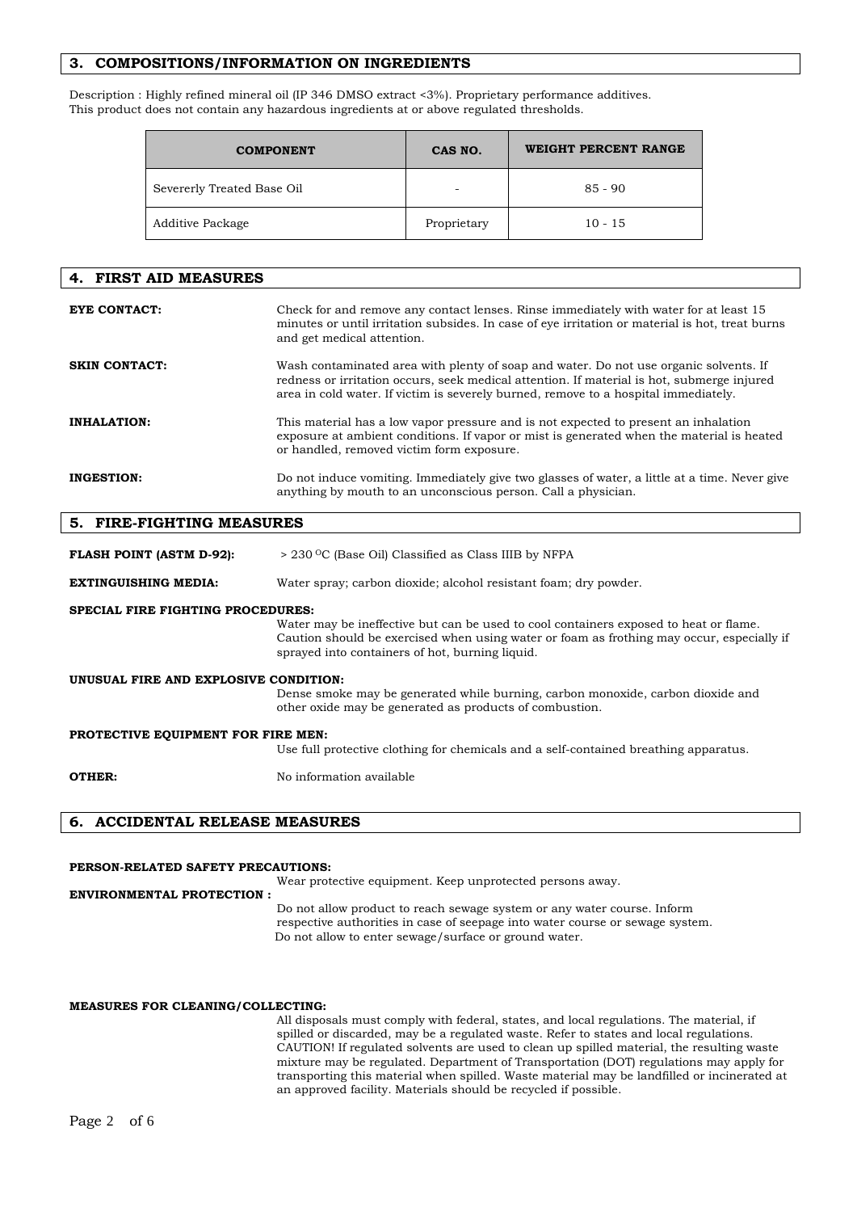## 3. COMPOSITIONS/INFORMATION ON INGREDIENTS

Description : Highly refined mineral oil (IP 346 DMSO extract <3%). Proprietary performance additives.
This product does not contain any hazardous ingredients at or above regulated thresholds.

| COMPONENT | CAS NO. | WEIGHT PERCENT RANGE |
|---|---|---|
| Severerly Treated Base Oil | - | 85 - 90 |
| Additive Package | Proprietary | 10 - 15 |

## 4. FIRST AID MEASURES

**EYE CONTACT:** Check for and remove any contact lenses. Rinse immediately with water for at least 15 minutes or until irritation subsides. In case of eye irritation or material is hot, treat burns and get medical attention.

**SKIN CONTACT:** Wash contaminated area with plenty of soap and water. Do not use organic solvents. If redness or irritation occurs, seek medical attention. If material is hot, submerge injured area in cold water. If victim is severely burned, remove to a hospital immediately.

**INHALATION:** This material has a low vapor pressure and is not expected to present an inhalation exposure at ambient conditions. If vapor or mist is generated when the material is heated or handled, removed victim form exposure.

**INGESTION:** Do not induce vomiting. Immediately give two glasses of water, a little at a time. Never give anything by mouth to an unconscious person. Call a physician.

## 5. FIRE-FIGHTING MEASURES

**FLASH POINT (ASTM D-92):** > 230 $^{O}$C (Base Oil) Classified as Class IIIB by NFPA

**EXTINGUISHING MEDIA:** Water spray; carbon dioxide; alcohol resistant foam; dry powder.

**SPECIAL FIRE FIGHTING PROCEDURES:**
Water may be ineffective but can be used to cool containers exposed to heat or flame. Caution should be exercised when using water or foam as frothing may occur, especially if sprayed into containers of hot, burning liquid.

**UNUSUAL FIRE AND EXPLOSIVE CONDITION:**
Dense smoke may be generated while burning, carbon monoxide, carbon dioxide and other oxide may be generated as products of combustion.

**PROTECTIVE EQUIPMENT FOR FIRE MEN:**
Use full protective clothing for chemicals and a self-contained breathing apparatus.

**OTHER:** No information available

## 6. ACCIDENTAL RELEASE MEASURES

**PERSON-RELATED SAFETY PRECAUTIONS:**
Wear protective equipment. Keep unprotected persons away.

**ENVIRONMENTAL PROTECTION :**
Do not allow product to reach sewage system or any water course. Inform respective authorities in case of seepage into water course or sewage system.
Do not allow to enter sewage/surface or ground water.

**MEASURES FOR CLEANING/COLLECTING:**
All disposals must comply with federal, states, and local regulations. The material, if spilled or discarded, may be a regulated waste. Refer to states and local regulations. CAUTION! If regulated solvents are used to clean up spilled material, the resulting waste mixture may be regulated. Department of Transportation (DOT) regulations may apply for transporting this material when spilled. Waste material may be landfilled or incinerated at an approved facility. Materials should be recycled if possible.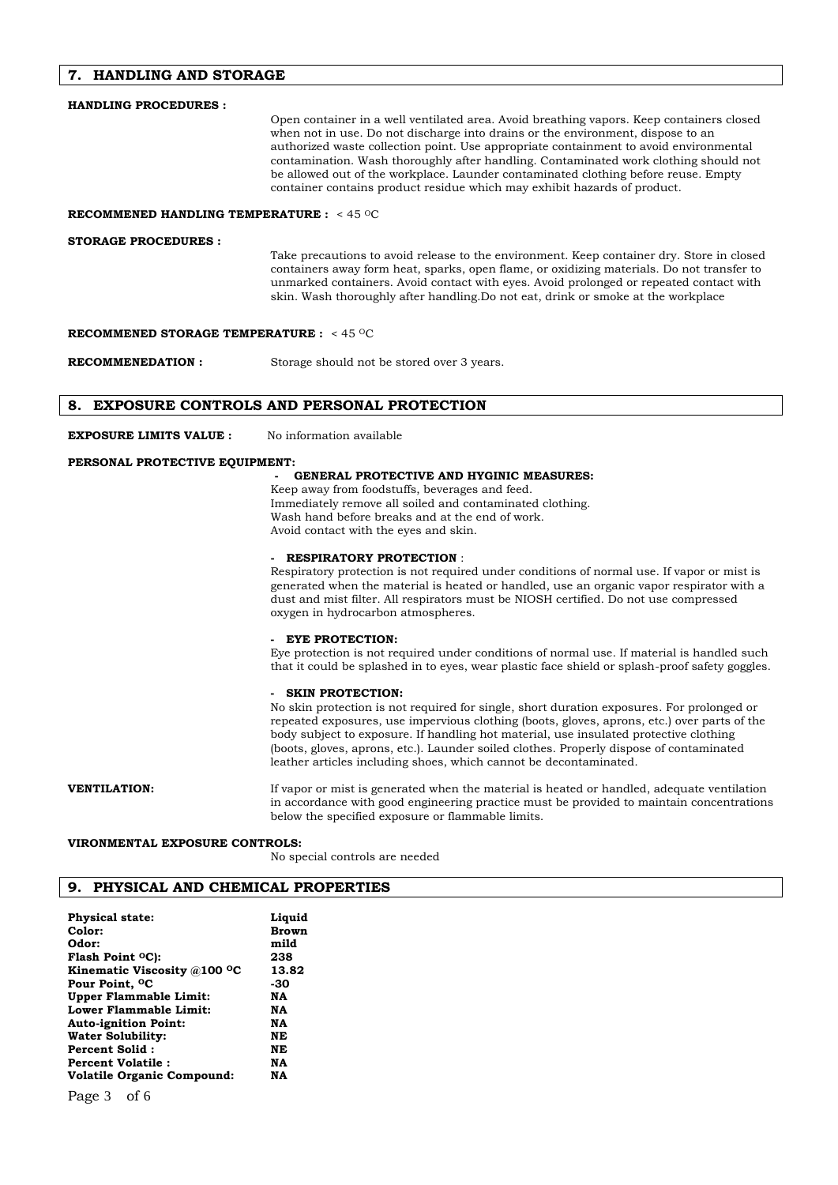## 7. HANDLING AND STORAGE

**HANDLING PROCEDURES :**

Open container in a well ventilated area. Avoid breathing vapors. Keep containers closed when not in use. Do not discharge into drains or the environment, dispose to an authorized waste collection point. Use appropriate containment to avoid environmental contamination. Wash thoroughly after handling. Contaminated work clothing should not be allowed out of the workplace. Launder contaminated clothing before reuse. Empty container contains product residue which may exhibit hazards of product.

**RECOMMENED HANDLING TEMPERATURE :** < 45 $^{O}$C

**STORAGE PROCEDURES :**

Take precautions to avoid release to the environment. Keep container dry. Store in closed containers away form heat, sparks, open flame, or oxidizing materials. Do not transfer to unmarked containers. Avoid contact with eyes. Avoid prolonged or repeated contact with skin. Wash thoroughly after handling.Do not eat, drink or smoke at the workplace

**RECOMMENED STORAGE TEMPERATURE :** < 45 $^{O}$C

**RECOMMENEDATION :** Storage should not be stored over 3 years.

## 8. EXPOSURE CONTROLS AND PERSONAL PROTECTION

**EXPOSURE LIMITS VALUE :** No information available

**PERSONAL PROTECTIVE EQUIPMENT:**

- **GENERAL PROTECTIVE AND HYGINIC MEASURES:**

Keep away from foodstuffs, beverages and feed.
Immediately remove all soiled and contaminated clothing.
Wash hand before breaks and at the end of work.
Avoid contact with the eyes and skin.

- **RESPIRATORY PROTECTION** :

Respiratory protection is not required under conditions of normal use. If vapor or mist is generated when the material is heated or handled, use an organic vapor respirator with a dust and mist filter. All respirators must be NIOSH certified. Do not use compressed oxygen in hydrocarbon atmospheres.

- **EYE PROTECTION:**

Eye protection is not required under conditions of normal use. If material is handled such that it could be splashed in to eyes, wear plastic face shield or splash-proof safety goggles.

- **SKIN PROTECTION:**

No skin protection is not required for single, short duration exposures. For prolonged or repeated exposures, use impervious clothing (boots, gloves, aprons, etc.) over parts of the body subject to exposure. If handling hot material, use insulated protective clothing (boots, gloves, aprons, etc.). Launder soiled clothes. Properly dispose of contaminated leather articles including shoes, which cannot be decontaminated.

**VENTILATION:** If vapor or mist is generated when the material is heated or handled, adequate ventilation in accordance with good engineering practice must be provided to maintain concentrations below the specified exposure or flammable limits.

**VIRONMENTAL EXPOSURE CONTROLS:**

No special controls are needed

## 9. PHYSICAL AND CHEMICAL PROPERTIES

| | |
|---|---|
| **Physical state:** | **Liquid** |
| **Color:** | **Brown** |
| **Odor:** | **mild** |
| **Flash Point $^{O}$C):** | **238** |
| **Kinematic Viscosity @100 $^{O}$C** | **13.82** |
| **Pour Point, $^{O}$C** | **-30** |
| **Upper Flammable Limit:** | **NA** |
| **Lower Flammable Limit:** | **NA** |
| **Auto-ignition Point:** | **NA** |
| **Water Solubility:** | **NE** |
| **Percent Solid :** | **NE** |
| **Percent Volatile :** | **NA** |
| **Volatile Organic Compound:** | **NA** |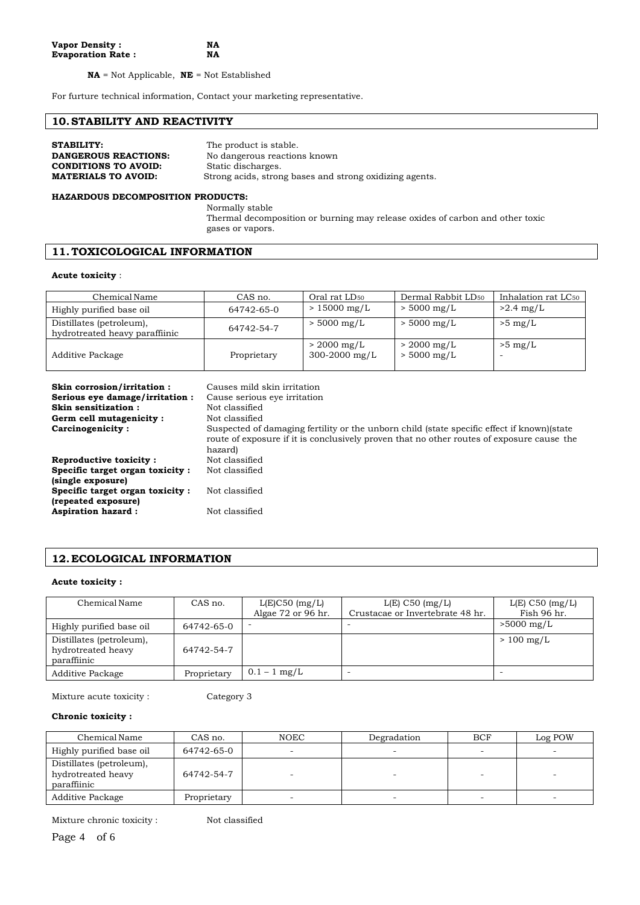**Vapor Density :** NA
**Evaporation Rate :** NA

**NA** = Not Applicable, **NE** = Not Established

For furture technical information, Contact your marketing representative.

## 10. STABILITY AND REACTIVITY

**STABILITY:** The product is stable.
**DANGEROUS REACTIONS:** No dangerous reactions known
**CONDITIONS TO AVOID:** Static discharges.
**MATERIALS TO AVOID:** Strong acids, strong bases and strong oxidizing agents.

**HAZARDOUS DECOMPOSITION PRODUCTS:**
Normally stable
Thermal decomposition or burning may release oxides of carbon and other toxic gases or vapors.

## 11. TOXICOLOGICAL INFORMATION

**Acute toxicity** :

| Chemical Name | CAS no. | Oral rat $LD_{50}$ | Dermal Rabbit $LD_{50}$ | Inhalation rat $LC_{50}$ |
|---|---|---|---|---|
| Highly purified base oil | 64742-65-0 | > 15000 mg/L | > 5000 mg/L | >2.4 mg/L |
| Distillates (petroleum), hydrotreated heavy paraffiinic | 64742-54-7 | > 5000 mg/L | > 5000 mg/L | >5 mg/L |
| Additive Package | Proprietary | > 2000 mg/L<br>300-2000 mg/L | > 2000 mg/L<br>> 5000 mg/L | >5 mg/L<br>- |

**Skin corrosion/irritation :** Causes mild skin irritation
**Serious eye damage/irritation :** Cause serious eye irritation
**Skin sensitization :** Not classified
**Germ cell mutagenicity :** Not classified
**Carcinogenicity :** Suspected of damaging fertility or the unborn child (state specific effect if known)(state route of exposure if it is conclusively proven that no other routes of exposure cause the hazard)
**Reproductive toxicity :** Not classified
**Specific target organ toxicity : (single exposure)** Not classified
**Specific target organ toxicity : (repeated exposure)** Not classified
**Aspiration hazard :** Not classified

## 12. ECOLOGICAL INFORMATION

**Acute toxicity :**

| Chemical Name | CAS no. | L(E)C50 (mg/L) Algae 72 or 96 hr. | L(E) C50 (mg/L) Crustacae or Invertebrate 48 hr. | L(E) C50 (mg/L) Fish 96 hr. |
|---|---|---|---|---|
| Highly purified base oil | 64742-65-0 | - | - | >5000 mg/L |
| Distillates (petroleum), hydrotreated heavy paraffiinic | 64742-54-7 | | | > 100 mg/L |
| Additive Package | Proprietary | 0.1 – 1 mg/L | - | - |

Mixture acute toxicity : Category 3

**Chronic toxicity :**

| Chemical Name | CAS no. | NOEC | Degradation | BCF | Log POW |
|---|---|---|---|---|---|
| Highly purified base oil | 64742-65-0 | - | - | - | - |
| Distillates (petroleum), hydrotreated heavy paraffiinic | 64742-54-7 | - | - | - | - |
| Additive Package | Proprietary | - | - | - | - |

Mixture chronic toxicity : Not classified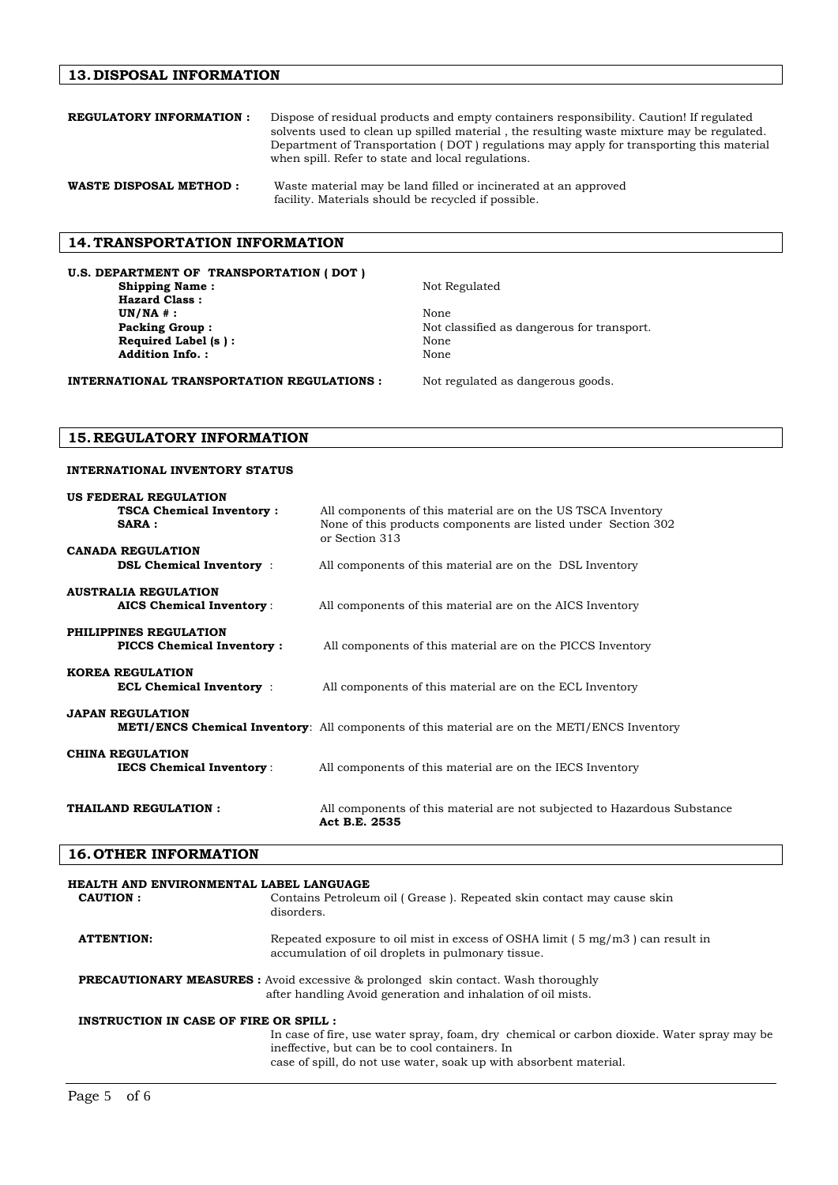## 13. DISPOSAL INFORMATION

**REGULATORY INFORMATION :** Dispose of residual products and empty containers responsibility. Caution! If regulated solvents used to clean up spilled material , the resulting waste mixture may be regulated. Department of Transportation ( DOT ) regulations may apply for transporting this material when spill. Refer to state and local regulations.

**WASTE DISPOSAL METHOD :** Waste material may be land filled or incinerated at an approved facility. Materials should be recycled if possible.

## 14. TRANSPORTATION INFORMATION

**U.S. DEPARTMENT OF TRANSPORTATION ( DOT )**

| | |
|---|---|
| **Shipping Name :** | Not Regulated |
| **Hazard Class :** | |
| **UN/NA # :** | None |
| **Packing Group :** | Not classified as dangerous for transport. |
| **Required Label (s ) :** | None |
| **Addition Info. :** | None |

**INTERNATIONAL TRANSPORTATION REGULATIONS :** Not regulated as dangerous goods.

## 15. REGULATORY INFORMATION

**INTERNATIONAL INVENTORY STATUS**

**US FEDERAL REGULATION**

- **TSCA Chemical Inventory :** All components of this material are on the US TSCA Inventory
- **SARA :** None of this products components are listed under Section 302 or Section 313

**CANADA REGULATION**

- **DSL Chemical Inventory** : All components of this material are on the DSL Inventory

**AUSTRALIA REGULATION**

- **AICS Chemical Inventory** : All components of this material are on the AICS Inventory

**PHILIPPINES REGULATION**

- **PICCS Chemical Inventory :** All components of this material are on the PICCS Inventory

**KOREA REGULATION**

- **ECL Chemical Inventory** : All components of this material are on the ECL Inventory

**JAPAN REGULATION**

- **METI/ENCS Chemical Inventory**: All components of this material are on the METI/ENCS Inventory

**CHINA REGULATION**

- **IECS Chemical Inventory** : All components of this material are on the IECS Inventory

**THAILAND REGULATION :** All components of this material are not subjected to Hazardous Substance **Act B.E. 2535**

## 16. OTHER INFORMATION

**HEALTH AND ENVIRONMENTAL LABEL LANGUAGE**

**CAUTION :** Contains Petroleum oil ( Grease ). Repeated skin contact may cause skin disorders.

**ATTENTION:** Repeated exposure to oil mist in excess of OSHA limit ( 5 mg/m3 ) can result in accumulation of oil droplets in pulmonary tissue.

**PRECAUTIONARY MEASURES :** Avoid excessive & prolonged skin contact. Wash thoroughly after handling Avoid generation and inhalation of oil mists.

**INSTRUCTION IN CASE OF FIRE OR SPILL :**

In case of fire, use water spray, foam, dry chemical or carbon dioxide. Water spray may be ineffective, but can be to cool containers. In case of spill, do not use water, soak up with absorbent material.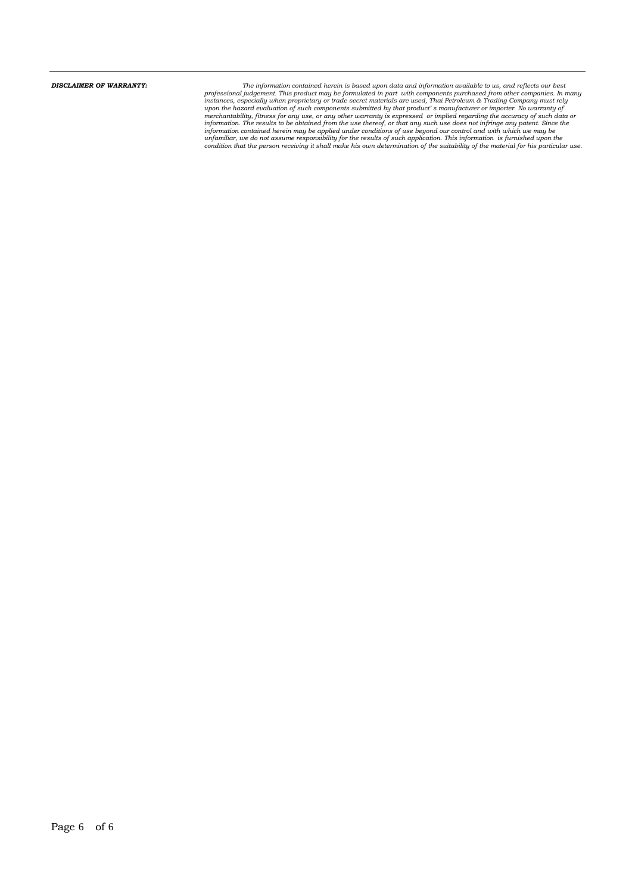***DISCLAIMER OF WARRANTY:***

*The information contained herein is based upon data and information available to us, and reflects our best professional judgement. This product may be formulated in part with components purchased from other companies. In many instances, especially when proprietary or trade secret materials are used, Thai Petroleum & Trading Company must rely upon the hazard evaluation of such components submitted by that product' s manufacturer or importer. No warranty of merchantability, fitness for any use, or any other warranty is expressed or implied regarding the accuracy of such data or information. The results to be obtained from the use thereof, or that any such use does not infringe any patent. Since the information contained herein may be applied under conditions of use beyond our control and with which we may be unfamiliar, we do not assume responsibility for the results of such application. This information is furnished upon the condition that the person receiving it shall make his own determination of the suitability of the material for his particular use.*